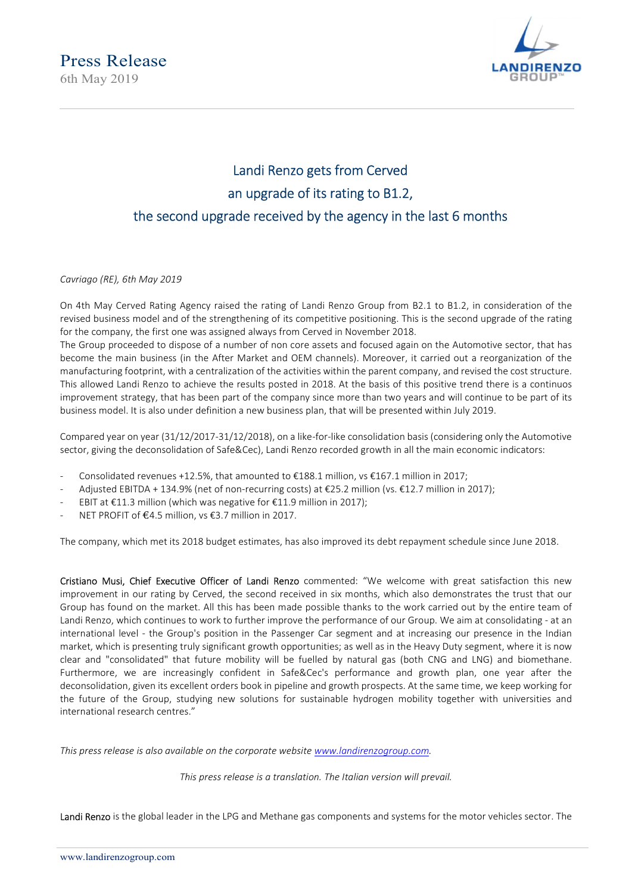# Press Release

6th May 2019

## Landi Renzo gets from Cerved an upgrade of its rating to B1.2, the second upgrade received by the agency in the last 6 months

*Cavriago (RE), 6th May 2019*

On 4th May Cerved Rating Agency raised the rating of Landi Renzo Group from B2.1 to B1.2, in consideration of the revised business model and of the strengthening of its competitive positioning. This is the second upgrade of the rating for the company, the first one was assigned always from Cerved in November 2018.

The Group proceeded to dispose of a number of non core assets and focused again on the Automotive sector, that has become the main business (in the After Market and OEM channels). Moreover, it carried out a reorganization of the manufacturing footprint, with a centralization of the activities within the parent company, and revised the cost structure. This allowed Landi Renzo to achieve the results posted in 2018. At the basis of this positive trend there is a continuos improvement strategy, that has been part of the company since more than two years and will continue to be part of its business model. It is also under definition a new business plan, that will be presented within July 2019.

Compared year on year (31/12/2017-31/12/2018), on a like-for-like consolidation basis (considering only the Automotive sector, giving the deconsolidation of Safe&Cec), Landi Renzo recorded growth in all the main economic indicators:

- Consolidated revenues +12.5%, that amounted to €188.1 million, vs €167.1 million in 2017;
- Adjusted EBITDA + 134.9% (net of non-recurring costs) at €25.2 million (vs. €12.7 million in 2017);
- EBIT at €11.3 million (which was negative for €11.9 million in 2017);
- NET PROFIT of €4.5 million, vs €3.7 million in 2017.

The company, which met its 2018 budget estimates, has also improved its debt repayment schedule since June 2018.

**Cristiano Musi, Chief Executive Officer of Landi Renzo** commented: "We welcome with great satisfaction this new improvement in our rating by Cerved, the second received in six months, which also demonstrates the trust that our Group has found on the market. All this has been made possible thanks to the work carried out by the entire team of Landi Renzo, which continues to work to further improve the performance of our Group. We aim at consolidating - at an international level - the Group's position in the Passenger Car segment and at increasing our presence in the Indian market, which is presenting truly significant growth opportunities; as well as in the Heavy Duty segment, where it is now clear and "consolidated" that future mobility will be fuelled by natural gas (both CNG and LNG) and biomethane. Furthermore, we are increasingly confident in Safe&Cec's performance and growth plan, one year after the deconsolidation, given its excellent orders book in pipeline and growth prospects. At the same time, we keep working for the future of the Group, studying new solutions for sustainable hydrogen mobility together with universities and international research centres."

*This press release is also available on the corporate website [www.landirenzogroup.com](www.landirenzogroup.com).*

*This press release is a translation. The Italian version will prevail.*

**Landi Renzo** is the global leader in the LPG and Methane gas components and systems for the motor vehicles sector. The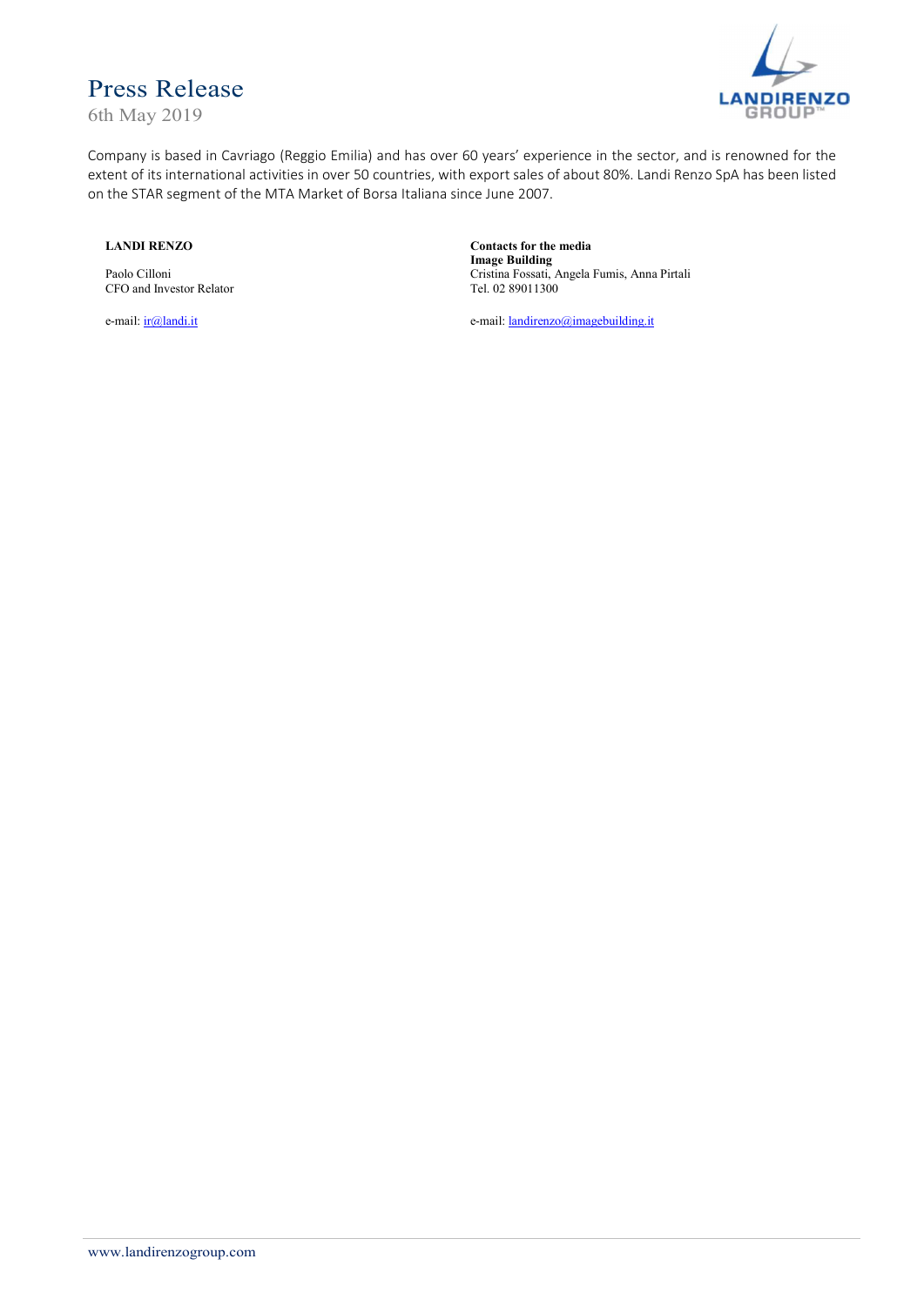Company is based in Cavriago (Reggio Emilia) and has over 60 years' experience in the sector, and is renowned for the extent of its international activities in over 50 countries, with export sales of about 80%. Landi Renzo SpA has been listed on the STAR segment of the MTA Market of Borsa Italiana since June 2007.

**LANDI RENZO**

Paolo Cilloni
CFO and Investor Relator

e-mail: ir@landi.it

**Contacts for the media**
**Image Building**
Cristina Fossati, Angela Fumis, Anna Pirtali
Tel. 02 89011300

e-mail: landirenzo@imagebuilding.it